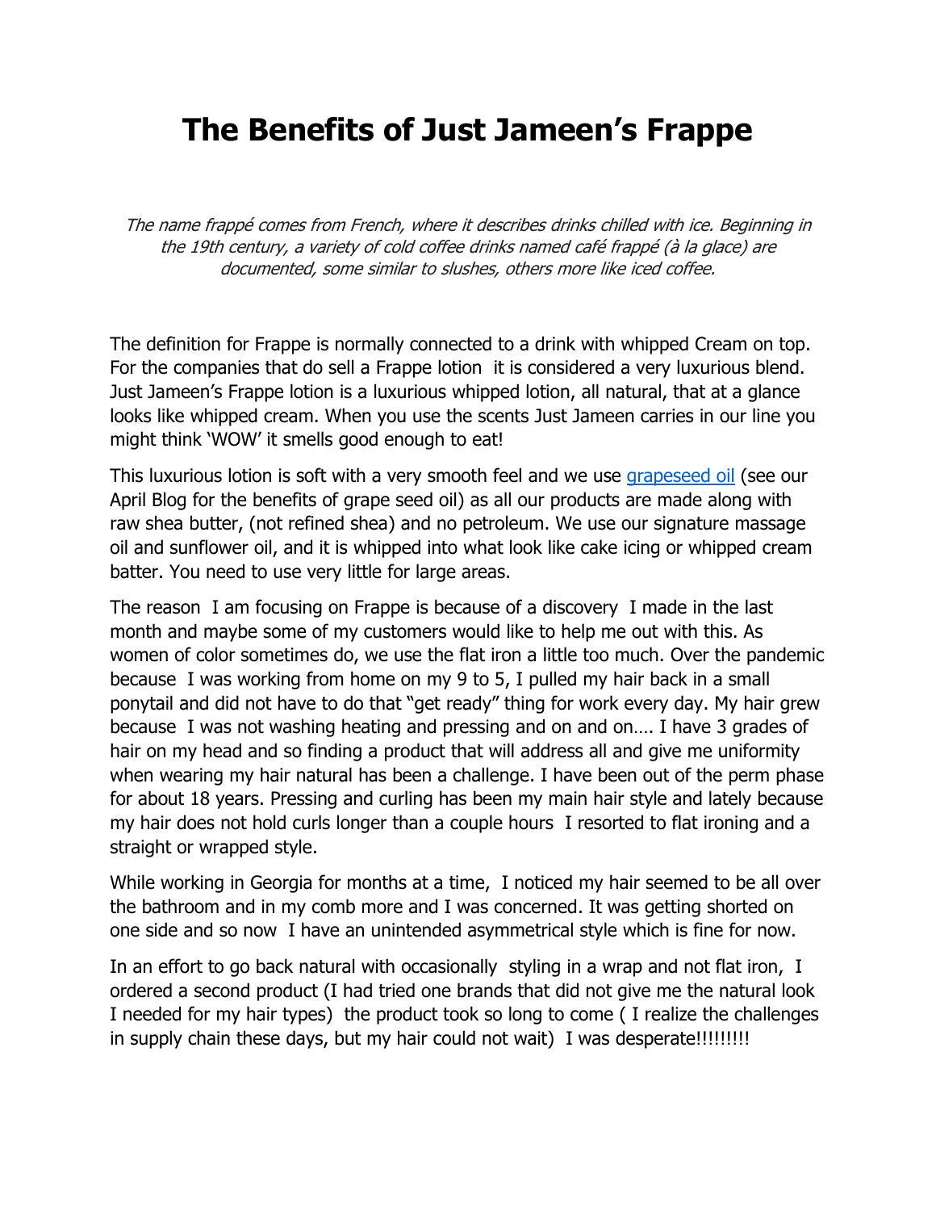# The Benefits of Just Jameen's Frappe

*The name frappé comes from French, where it describes drinks chilled with ice. Beginning in the 19th century, a variety of cold coffee drinks named café frappé (à la glace) are documented, some similar to slushes, others more like iced coffee.*

The definition for Frappe is normally connected to a drink with whipped Cream on top. For the companies that do sell a Frappe lotion it is considered a very luxurious blend. Just Jameen's Frappe lotion is a luxurious whipped lotion, all natural, that at a glance looks like whipped cream. When you use the scents Just Jameen carries in our line you might think 'WOW' it smells good enough to eat!

This luxurious lotion is soft with a very smooth feel and we use grapeseed oil (see our April Blog for the benefits of grape seed oil) as all our products are made along with raw shea butter, (not refined shea) and no petroleum. We use our signature massage oil and sunflower oil, and it is whipped into what look like cake icing or whipped cream batter. You need to use very little for large areas.

The reason I am focusing on Frappe is because of a discovery I made in the last month and maybe some of my customers would like to help me out with this. As women of color sometimes do, we use the flat iron a little too much. Over the pandemic because I was working from home on my 9 to 5, I pulled my hair back in a small ponytail and did not have to do that "get ready" thing for work every day. My hair grew because I was not washing heating and pressing and on and on…. I have 3 grades of hair on my head and so finding a product that will address all and give me uniformity when wearing my hair natural has been a challenge. I have been out of the perm phase for about 18 years. Pressing and curling has been my main hair style and lately because my hair does not hold curls longer than a couple hours I resorted to flat ironing and a straight or wrapped style.

While working in Georgia for months at a time, I noticed my hair seemed to be all over the bathroom and in my comb more and I was concerned. It was getting shorted on one side and so now I have an unintended asymmetrical style which is fine for now.

In an effort to go back natural with occasionally styling in a wrap and not flat iron, I ordered a second product (I had tried one brands that did not give me the natural look I needed for my hair types) the product took so long to come ( I realize the challenges in supply chain these days, but my hair could not wait) I was desperate!!!!!!!!!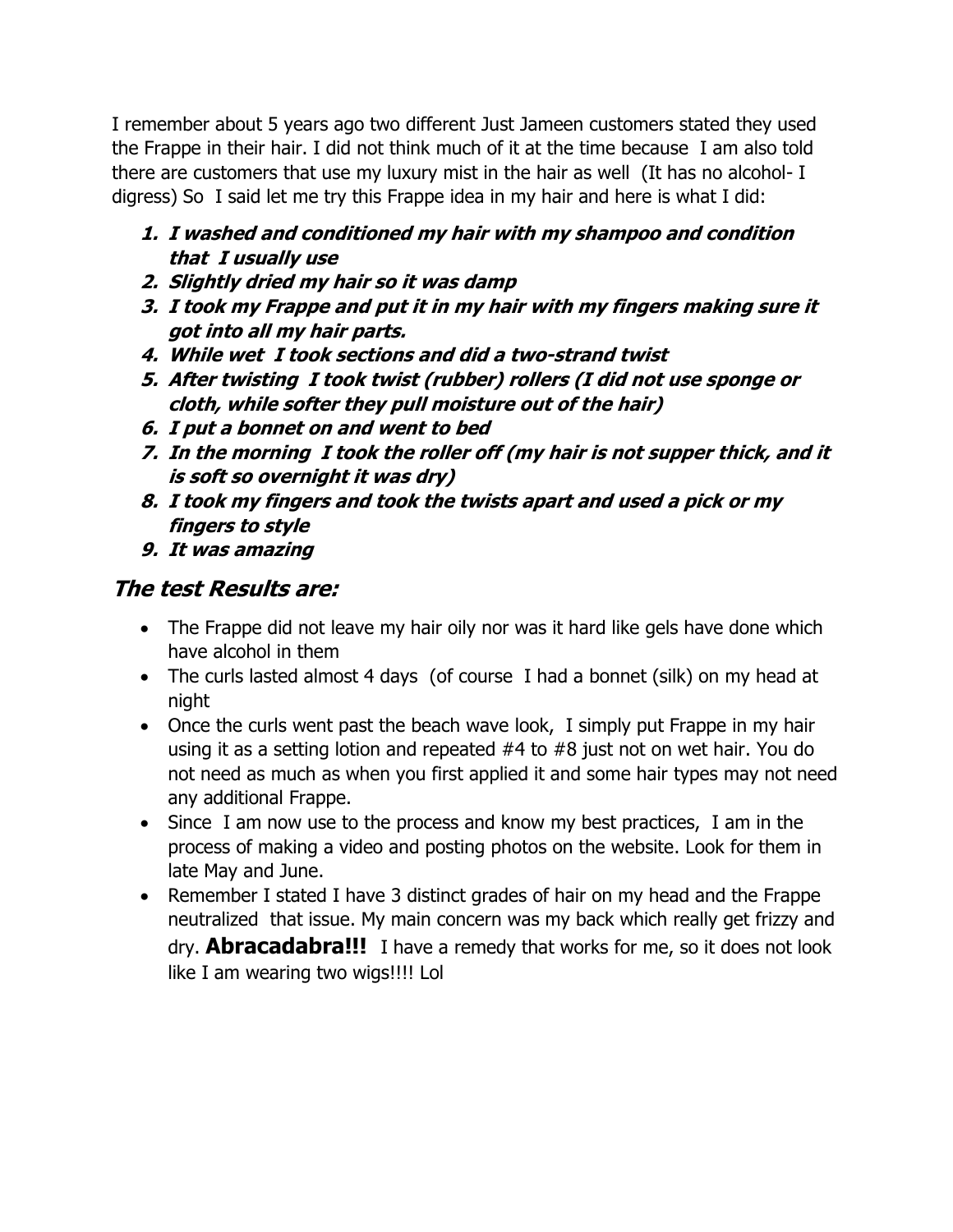I remember about 5 years ago two different Just Jameen customers stated they used the Frappe in their hair. I did not think much of it at the time because I am also told there are customers that use my luxury mist in the hair as well (It has no alcohol- I digress) So I said let me try this Frappe idea in my hair and here is what I did:

1. ***I washed and conditioned my hair with my shampoo and condition that I usually use***
2. ***Slightly dried my hair so it was damp***
3. ***I took my Frappe and put it in my hair with my fingers making sure it got into all my hair parts.***
4. ***While wet I took sections and did a two-strand twist***
5. ***After twisting I took twist (rubber) rollers (I did not use sponge or cloth, while softer they pull moisture out of the hair)***
6. ***I put a bonnet on and went to bed***
7. ***In the morning I took the roller off (my hair is not supper thick, and it is soft so overnight it was dry)***
8. ***I took my fingers and took the twists apart and used a pick or my fingers to style***
9. ***It was amazing***

## *The test Results are:*

- The Frappe did not leave my hair oily nor was it hard like gels have done which have alcohol in them
- The curls lasted almost 4 days (of course I had a bonnet (silk) on my head at night
- Once the curls went past the beach wave look, I simply put Frappe in my hair using it as a setting lotion and repeated #4 to #8 just not on wet hair. You do not need as much as when you first applied it and some hair types may not need any additional Frappe.
- Since I am now use to the process and know my best practices, I am in the process of making a video and posting photos on the website. Look for them in late May and June.
- Remember I stated I have 3 distinct grades of hair on my head and the Frappe neutralized that issue. My main concern was my back which really get frizzy and dry. **Abracadabra!!!** I have a remedy that works for me, so it does not look like I am wearing two wigs!!!! Lol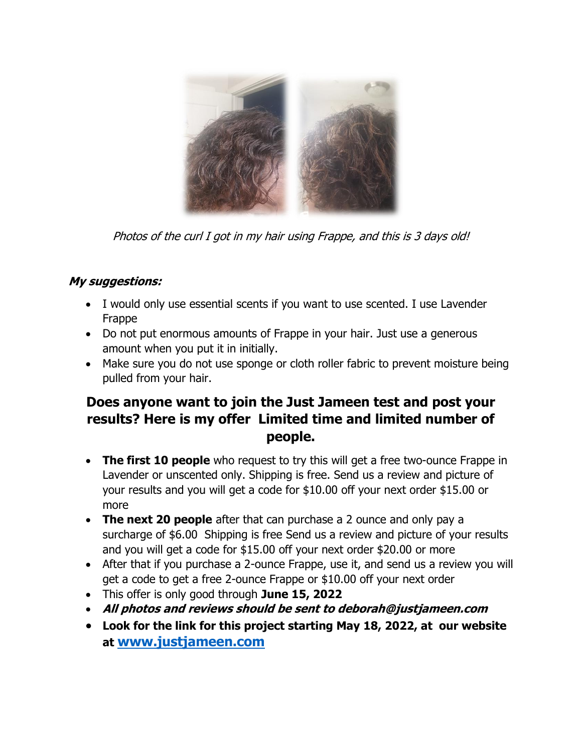*Photos of the curl I got in my hair using Frappe, and this is 3 days old!*

***My suggestions:***

- I would only use essential scents if you want to use scented. I use Lavender Frappe
- Do not put enormous amounts of Frappe in your hair. Just use a generous amount when you put it in initially.
- Make sure you do not use sponge or cloth roller fabric to prevent moisture being pulled from your hair.

## Does anyone want to join the Just Jameen test and post your results? Here is my offer Limited time and limited number of people.

- **The first 10 people** who request to try this will get a free two-ounce Frappe in Lavender or unscented only. Shipping is free. Send us a review and picture of your results and you will get a code for $10.00 off your next order $15.00 or more
- **The next 20 people** after that can purchase a 2 ounce and only pay a surcharge of $6.00 Shipping is free Send us a review and picture of your results and you will get a code for $15.00 off your next order $20.00 or more
- After that if you purchase a 2-ounce Frappe, use it, and send us a review you will get a code to get a free 2-ounce Frappe or $10.00 off your next order
- This offer is only good through **June 15, 2022**
- ***All photos and reviews should be sent to deborah@justjameen.com***
- **Look for the link for this project starting May 18, 2022, at our website at [www.justjameen.com](http://www.justjameen.com)**